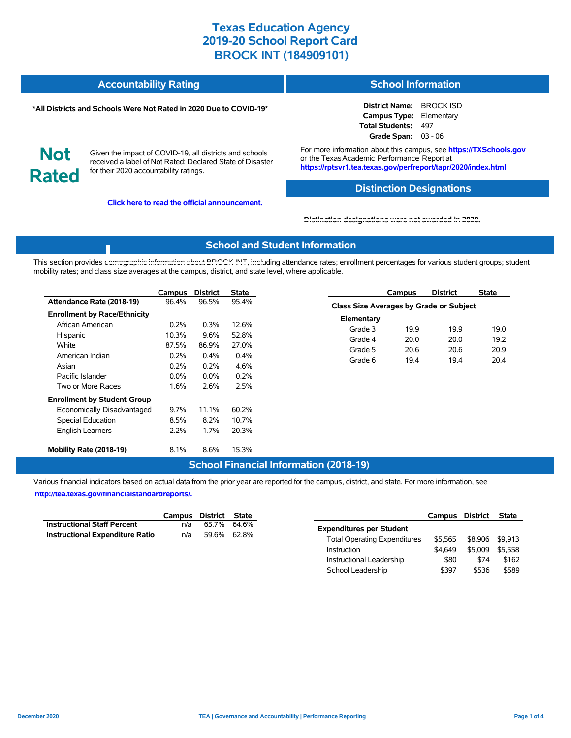# Texas Education Agency
# 2019-20 School Report Card
# BROCK INT (184909101)

## Accountability Rating

**\*All Districts and Schools Were Not Rated in 2020 Due to COVID-19\***

**Not Rated**

Given the impact of COVID-19, all districts and schools received a label of Not Rated: Declared State of Disaster for their 2020 accountability ratings.

**Click here to read the official announcement.**

## School Information

**District Name:** BROCK ISD
**Campus Type:** Elementary
**Total Students:** 497
**Grade Span:** 03 - 06

For more information about this campus, see **https://TXSchools.gov** or the Texas Academic Performance Report at **https://rptsvr1.tea.texas.gov/perfreport/tapr/2020/index.html**

## Distinction Designations

Distinction designations were not awarded in 2020.

## School and Student Information

This section provides demographic information about BROCK INT, including attendance rates; enrollment percentages for various student groups; student mobility rates; and class size averages at the campus, district, and state level, where applicable.

| | Campus | District | State |
|---|---|---|---|
| **Attendance Rate (2018-19)** | 96.4% | 96.5% | 95.4% |
| **Enrollment by Race/Ethnicity** | | | |
| African American | 0.2% | 0.3% | 12.6% |
| Hispanic | 10.3% | 9.6% | 52.8% |
| White | 87.5% | 86.9% | 27.0% |
| American Indian | 0.2% | 0.4% | 0.4% |
| Asian | 0.2% | 0.2% | 4.6% |
| Pacific Islander | 0.0% | 0.0% | 0.2% |
| Two or More Races | 1.6% | 2.6% | 2.5% |
| **Enrollment by Student Group** | | | |
| Economically Disadvantaged | 9.7% | 11.1% | 60.2% |
| Special Education | 8.5% | 8.2% | 10.7% |
| English Learners | 2.2% | 1.7% | 20.3% |
| **Mobility Rate (2018-19)** | 8.1% | 8.6% | 15.3% |

| | Campus | District | State |
|---|---|---|---|
| **Class Size Averages by Grade or Subject** | | | |
| **Elementary** | | | |
| Grade 3 | 19.9 | 19.9 | 19.0 |
| Grade 4 | 20.0 | 20.0 | 19.2 |
| Grade 5 | 20.6 | 20.6 | 20.9 |
| Grade 6 | 19.4 | 19.4 | 20.4 |

## School Financial Information (2018-19)

Various financial indicators based on actual data from the prior year are reported for the campus, district, and state. For more information, see **http://tea.texas.gov/financialstandardreports/.**

| | Campus | District | State |
|---|---|---|---|
| **Instructional Staff Percent** | n/a | 65.7% | 64.6% |
| **Instructional Expenditure Ratio** | n/a | 59.6% | 62.8% |

| | Campus | District | State |
|---|---|---|---|
| **Expenditures per Student** | | | |
| Total Operating Expenditures | $5,565 | $8,906 | $9,913 |
| Instruction | $4,649 | $5,009 | $5,558 |
| Instructional Leadership | $80 | $74 | $162 |
| School Leadership | $397 | $536 | $589 |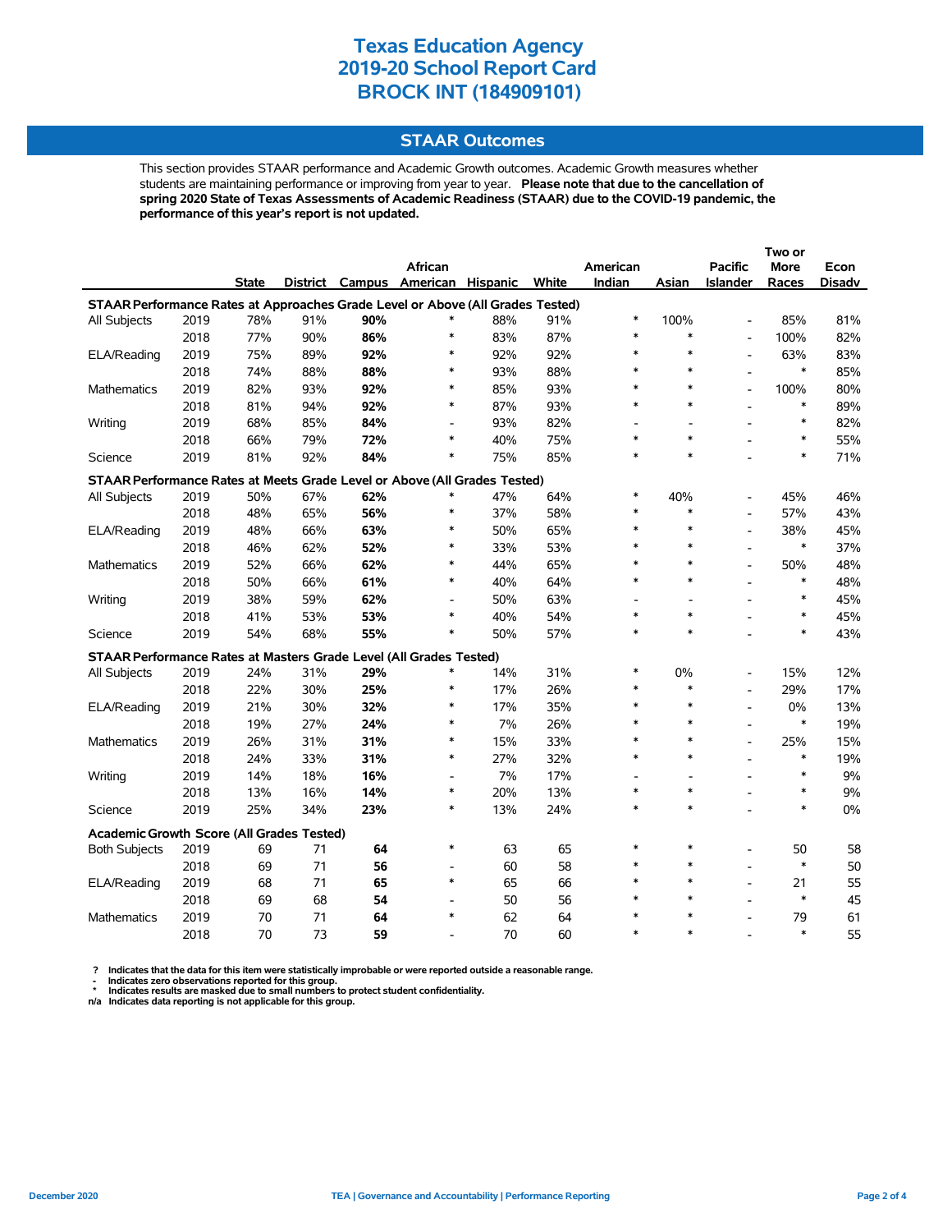# Texas Education Agency
# 2019-20 School Report Card
# BROCK INT (184909101)

## STAAR Outcomes

This section provides STAAR performance and Academic Growth outcomes. Academic Growth measures whether students are maintaining performance or improving from year to year. **Please note that due to the cancellation of spring 2020 State of Texas Assessments of Academic Readiness (STAAR) due to the COVID-19 pandemic, the performance of this year's report is not updated.**

| | | State | District | Campus | African American | Hispanic | White | American Indian | Asian | Pacific Islander | Two or More Races | Econ Disadv |
|---|---|---|---|---|---|---|---|---|---|---|---|---|
| **STAAR Performance Rates at Approaches Grade Level or Above (All Grades Tested)** | | | | | | | | | | | | |
| All Subjects | 2019 | 78% | 91% | **90%** | * | 88% | 91% | * | 100% | - | 85% | 81% |
| | 2018 | 77% | 90% | **86%** | * | 83% | 87% | * | * | - | 100% | 82% |
| ELA/Reading | 2019 | 75% | 89% | **92%** | * | 92% | 92% | * | * | - | 63% | 83% |
| | 2018 | 74% | 88% | **88%** | * | 93% | 88% | * | * | - | * | 85% |
| Mathematics | 2019 | 82% | 93% | **92%** | * | 85% | 93% | * | * | - | 100% | 80% |
| | 2018 | 81% | 94% | **92%** | * | 87% | 93% | * | * | - | * | 89% |
| Writing | 2019 | 68% | 85% | **84%** | - | 93% | 82% | - | - | - | * | 82% |
| | 2018 | 66% | 79% | **72%** | * | 40% | 75% | * | * | - | * | 55% |
| Science | 2019 | 81% | 92% | **84%** | * | 75% | 85% | * | * | - | * | 71% |
| **STAAR Performance Rates at Meets Grade Level or Above (All Grades Tested)** | | | | | | | | | | | | |
| All Subjects | 2019 | 50% | 67% | **62%** | * | 47% | 64% | * | 40% | - | 45% | 46% |
| | 2018 | 48% | 65% | **56%** | * | 37% | 58% | * | * | - | 57% | 43% |
| ELA/Reading | 2019 | 48% | 66% | **63%** | * | 50% | 65% | * | * | - | 38% | 45% |
| | 2018 | 46% | 62% | **52%** | * | 33% | 53% | * | * | - | * | 37% |
| Mathematics | 2019 | 52% | 66% | **62%** | * | 44% | 65% | * | * | - | 50% | 48% |
| | 2018 | 50% | 66% | **61%** | * | 40% | 64% | * | * | - | * | 48% |
| Writing | 2019 | 38% | 59% | **62%** | - | 50% | 63% | - | - | - | * | 45% |
| | 2018 | 41% | 53% | **53%** | * | 40% | 54% | * | * | - | * | 45% |
| Science | 2019 | 54% | 68% | **55%** | * | 50% | 57% | * | * | - | * | 43% |
| **STAAR Performance Rates at Masters Grade Level (All Grades Tested)** | | | | | | | | | | | | |
| All Subjects | 2019 | 24% | 31% | **29%** | * | 14% | 31% | * | 0% | - | 15% | 12% |
| | 2018 | 22% | 30% | **25%** | * | 17% | 26% | * | * | - | 29% | 17% |
| ELA/Reading | 2019 | 21% | 30% | **32%** | * | 17% | 35% | * | * | - | 0% | 13% |
| | 2018 | 19% | 27% | **24%** | * | 7% | 26% | * | * | - | * | 19% |
| Mathematics | 2019 | 26% | 31% | **31%** | * | 15% | 33% | * | * | - | 25% | 15% |
| | 2018 | 24% | 33% | **31%** | * | 27% | 32% | * | * | - | * | 19% |
| Writing | 2019 | 14% | 18% | **16%** | - | 7% | 17% | - | - | - | * | 9% |
| | 2018 | 13% | 16% | **14%** | * | 20% | 13% | * | * | - | * | 9% |
| Science | 2019 | 25% | 34% | **23%** | * | 13% | 24% | * | * | - | * | 0% |
| **Academic Growth Score (All Grades Tested)** | | | | | | | | | | | | |
| Both Subjects | 2019 | 69 | 71 | **64** | * | 63 | 65 | * | * | - | 50 | 58 |
| | 2018 | 69 | 71 | **56** | - | 60 | 58 | * | * | - | * | 50 |
| ELA/Reading | 2019 | 68 | 71 | **65** | * | 65 | 66 | * | * | - | 21 | 55 |
| | 2018 | 69 | 68 | **54** | - | 50 | 56 | * | * | - | * | 45 |
| Mathematics | 2019 | 70 | 71 | **64** | * | 62 | 64 | * | * | - | 79 | 61 |
| | 2018 | 70 | 73 | **59** | - | 70 | 60 | * | * | - | * | 55 |

**? Indicates that the data for this item were statistically improbable or were reported outside a reasonable range.**
**- Indicates zero observations reported for this group.**
**\* Indicates results are masked due to small numbers to protect student confidentiality.**
**n/a Indicates data reporting is not applicable for this group.**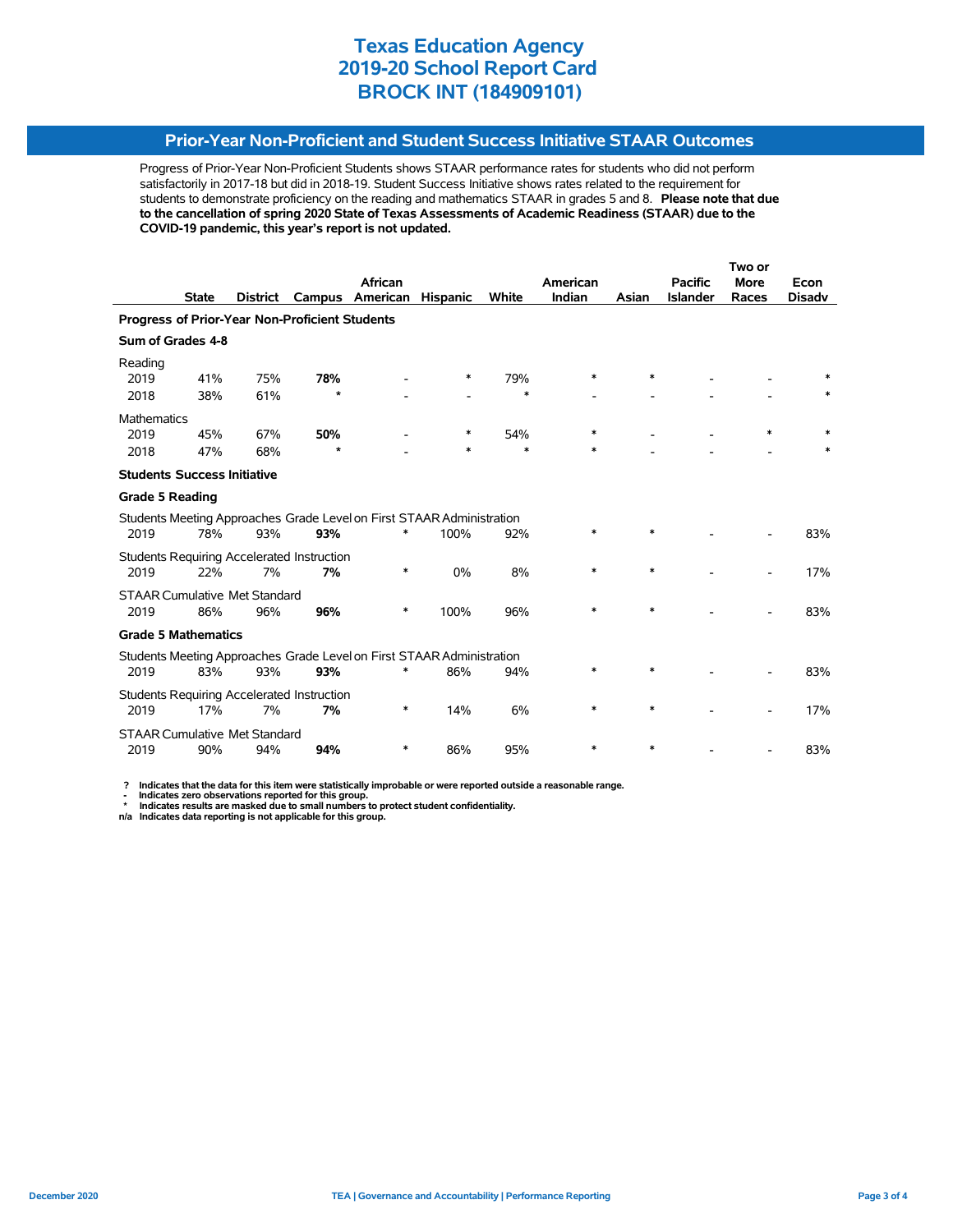# Texas Education Agency
# 2019-20 School Report Card
# BROCK INT (184909101)

## Prior-Year Non-Proficient and Student Success Initiative STAAR Outcomes

Progress of Prior-Year Non-Proficient Students shows STAAR performance rates for students who did not perform satisfactorily in 2017-18 but did in 2018-19. Student Success Initiative shows rates related to the requirement for students to demonstrate proficiency on the reading and mathematics STAAR in grades 5 and 8. **Please note that due to the cancellation of spring 2020 State of Texas Assessments of Academic Readiness (STAAR) due to the COVID-19 pandemic, this year's report is not updated.**

| | State | District | Campus | African American | Hispanic | White | American Indian | Asian | Pacific Islander | Two or More Races | Econ Disadv |
|---|---|---|---|---|---|---|---|---|---|---|---|
| **Progress of Prior-Year Non-Proficient Students** | | | | | | | | | | | |
| **Sum of Grades 4-8** | | | | | | | | | | | |
| Reading | | | | | | | | | | | |
| 2019 | 41% | 75% | **78%** | - | * | 79% | * | * | - | - | * |
| 2018 | 38% | 61% | * | - | - | * | - | - | - | - | * |
| Mathematics | | | | | | | | | | | |
| 2019 | 45% | 67% | **50%** | - | * | 54% | * | - | - | * | * |
| 2018 | 47% | 68% | * | - | * | * | * | - | - | - | * |
| **Students Success Initiative** | | | | | | | | | | | |
| **Grade 5 Reading** | | | | | | | | | | | |
| Students Meeting Approaches Grade Level on First STAAR Administration | | | | | | | | | | | |
| 2019 | 78% | 93% | **93%** | * | 100% | 92% | * | * | - | - | 83% |
| Students Requiring Accelerated Instruction | | | | | | | | | | | |
| 2019 | 22% | 7% | **7%** | * | 0% | 8% | * | * | - | - | 17% |
| STAAR Cumulative Met Standard | | | | | | | | | | | |
| 2019 | 86% | 96% | **96%** | * | 100% | 96% | * | * | - | - | 83% |
| **Grade 5 Mathematics** | | | | | | | | | | | |
| Students Meeting Approaches Grade Level on First STAAR Administration | | | | | | | | | | | |
| 2019 | 83% | 93% | **93%** | * | 86% | 94% | * | * | - | - | 83% |
| Students Requiring Accelerated Instruction | | | | | | | | | | | |
| 2019 | 17% | 7% | **7%** | * | 14% | 6% | * | * | - | - | 17% |
| STAAR Cumulative Met Standard | | | | | | | | | | | |
| 2019 | 90% | 94% | **94%** | * | 86% | 95% | * | * | - | - | 83% |

**?** Indicates that the data for this item were statistically improbable or were reported outside a reasonable range.
**-** Indicates zero observations reported for this group.
**\*** Indicates results are masked due to small numbers to protect student confidentiality.
**n/a** Indicates data reporting is not applicable for this group.